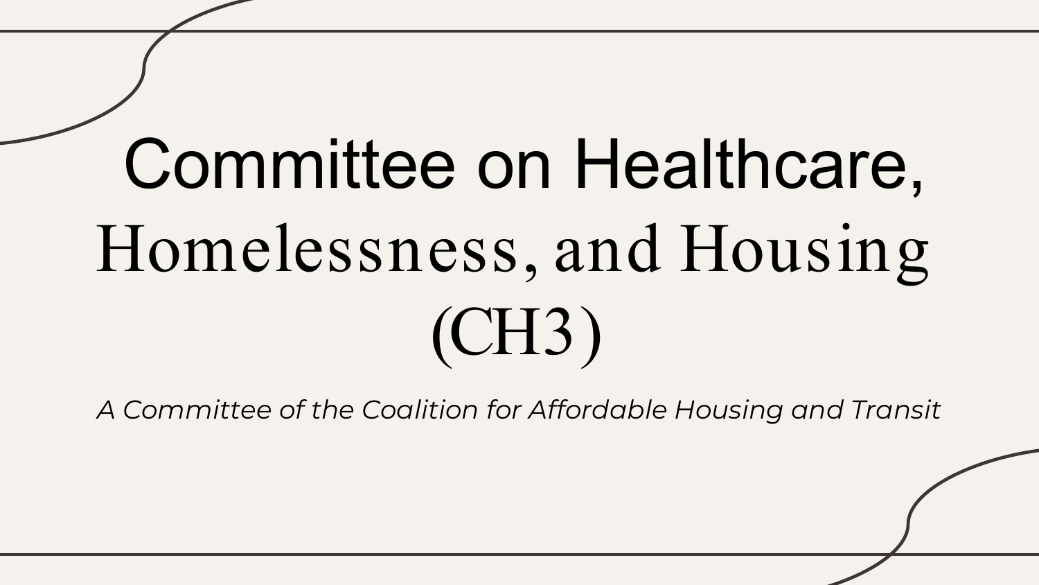# Committee on Healthcare, Homelessness, and Housing (CH3)

*A Committee of the Coalition for Affordable Housing and Transit*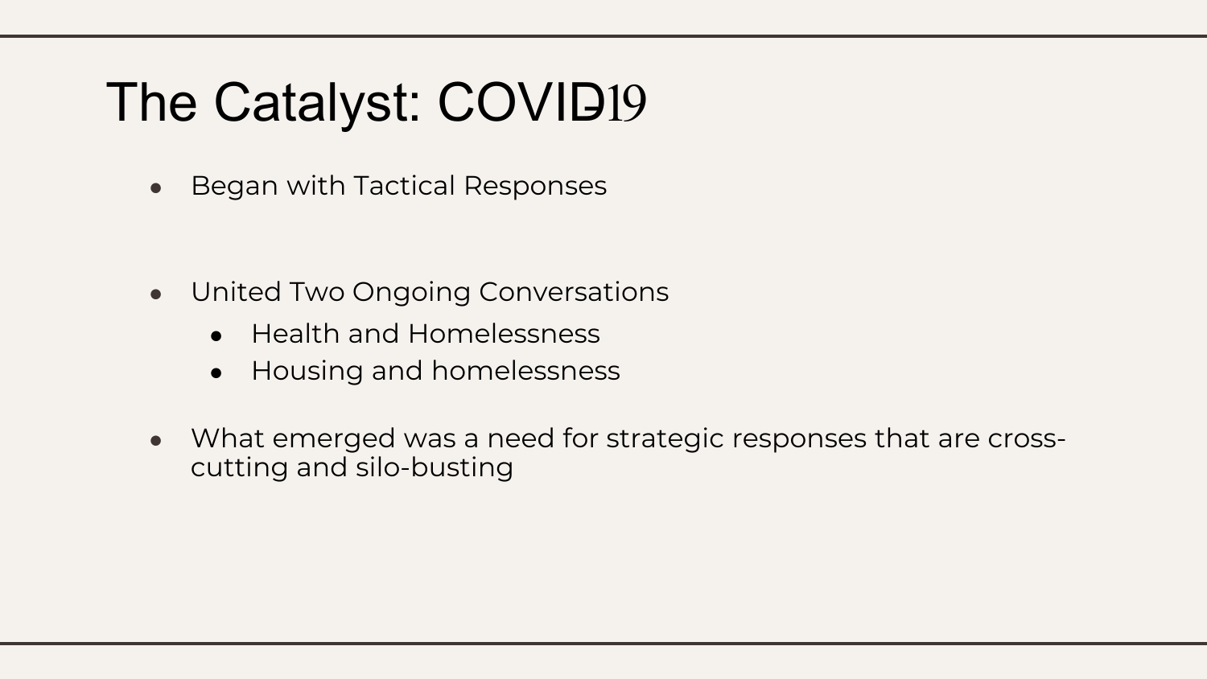# The Catalyst: COVID-19

- Began with Tactical Responses

- United Two Ongoing Conversations
  - Health and Homelessness
  - Housing and homelessness

- What emerged was a need for strategic responses that are cross-cutting and silo-busting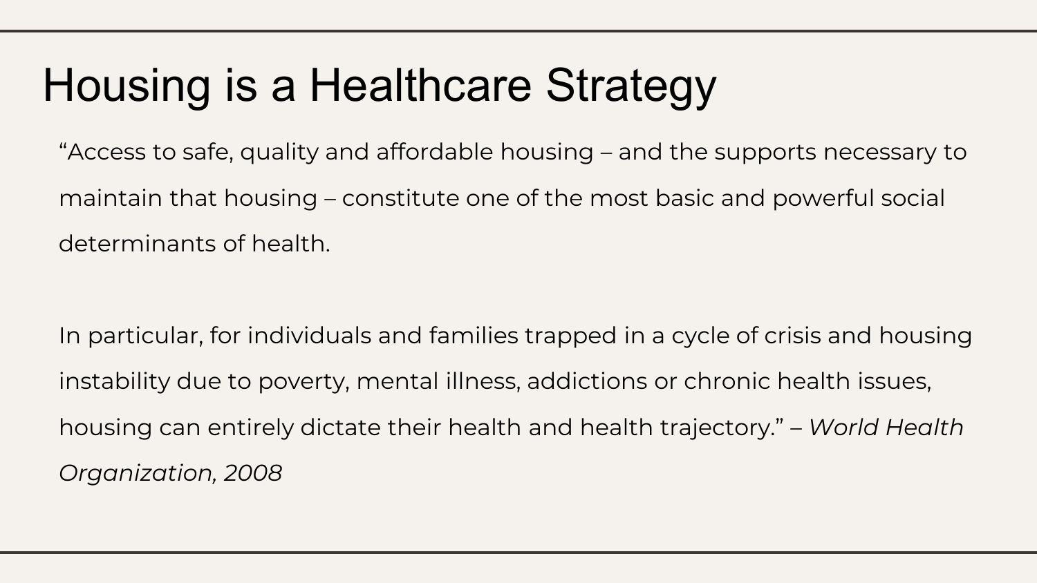# Housing is a Healthcare Strategy

"Access to safe, quality and affordable housing – and the supports necessary to maintain that housing – constitute one of the most basic and powerful social determinants of health.

In particular, for individuals and families trapped in a cycle of crisis and housing instability due to poverty, mental illness, addictions or chronic health issues, housing can entirely dictate their health and health trajectory." – *World Health Organization, 2008*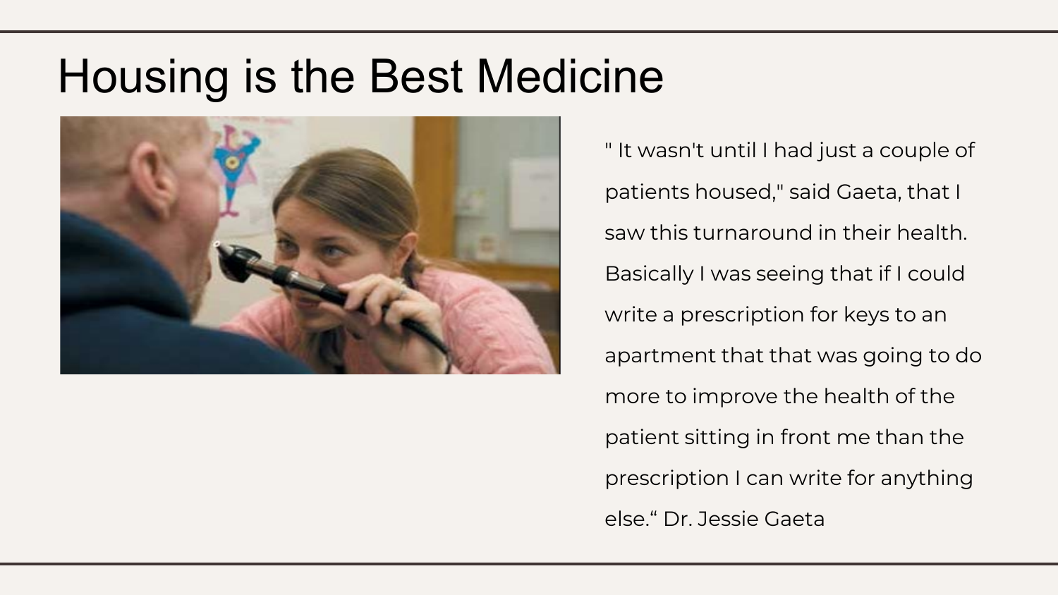# Housing is the Best Medicine

" It wasn't until I had just a couple of patients housed," said Gaeta, that I saw this turnaround in their health. Basically I was seeing that if I could write a prescription for keys to an apartment that that was going to do more to improve the health of the patient sitting in front me than the prescription I can write for anything else." Dr. Jessie Gaeta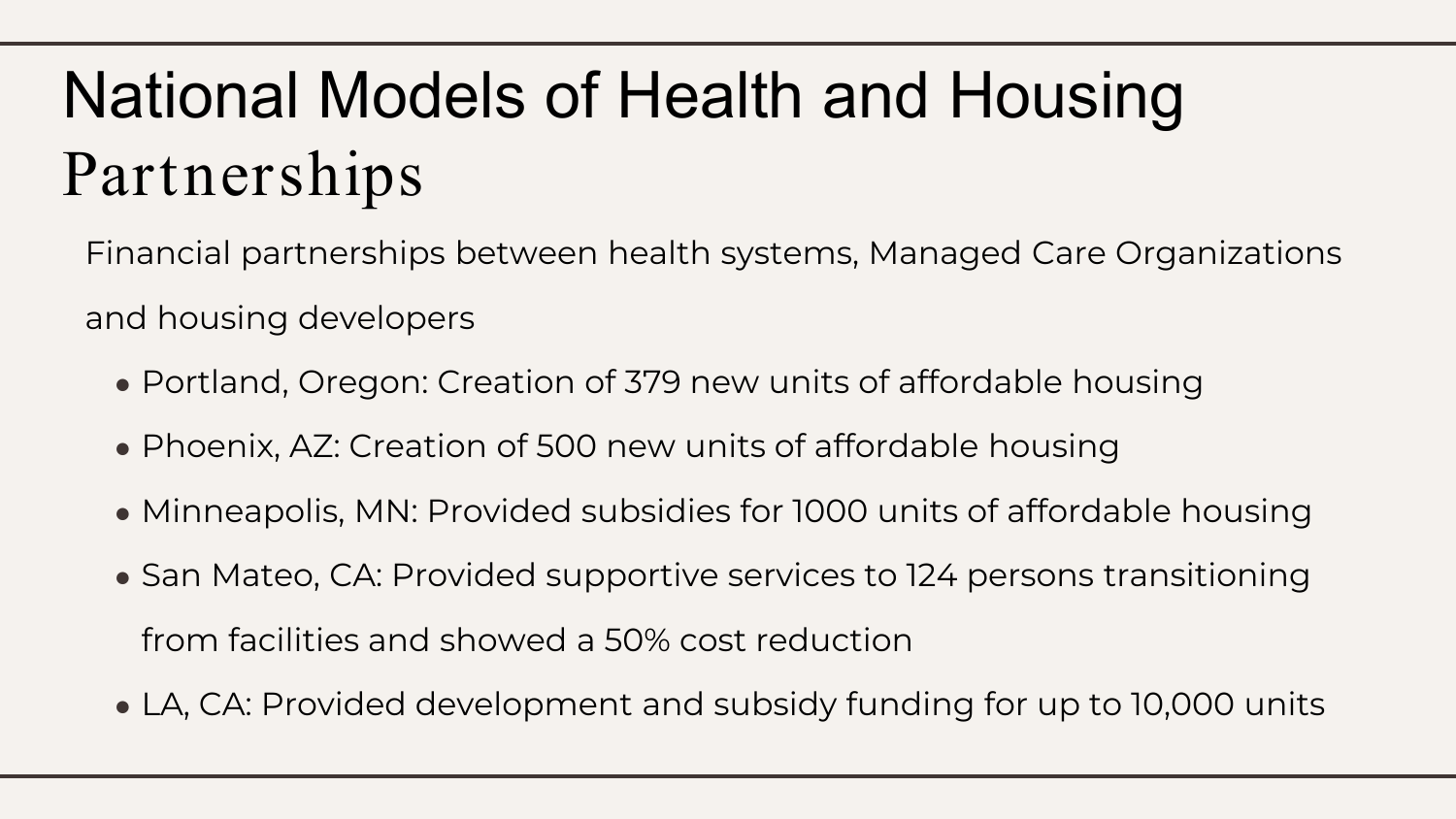# National Models of Health and Housing Partnerships

Financial partnerships between health systems, Managed Care Organizations and housing developers

- Portland, Oregon: Creation of 379 new units of affordable housing
- Phoenix, AZ: Creation of 500 new units of affordable housing
- Minneapolis, MN: Provided subsidies for 1000 units of affordable housing
- San Mateo, CA: Provided supportive services to 124 persons transitioning from facilities and showed a 50% cost reduction
- LA, CA: Provided development and subsidy funding for up to 10,000 units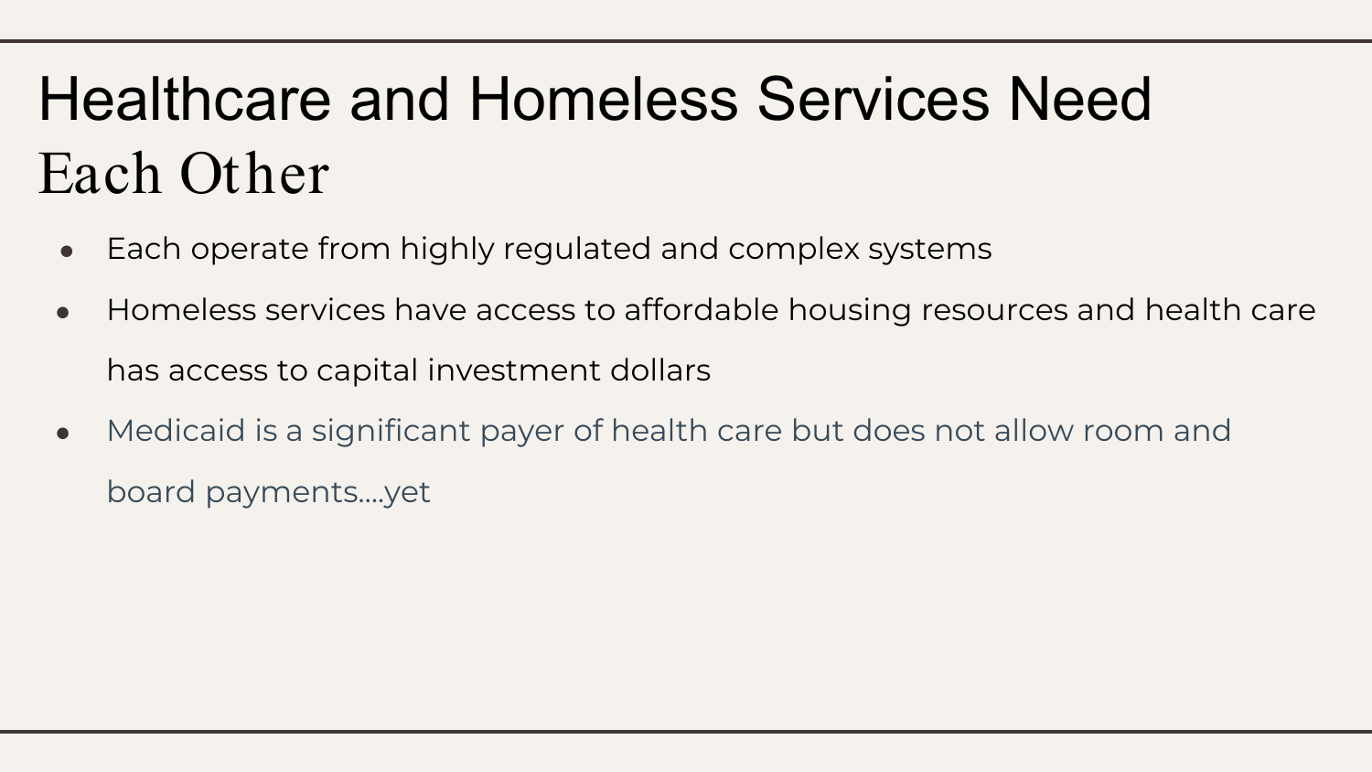# Healthcare and Homeless Services Need Each Other

- Each operate from highly regulated and complex systems
- Homeless services have access to affordable housing resources and health care has access to capital investment dollars
- Medicaid is a significant payer of health care but does not allow room and board payments....yet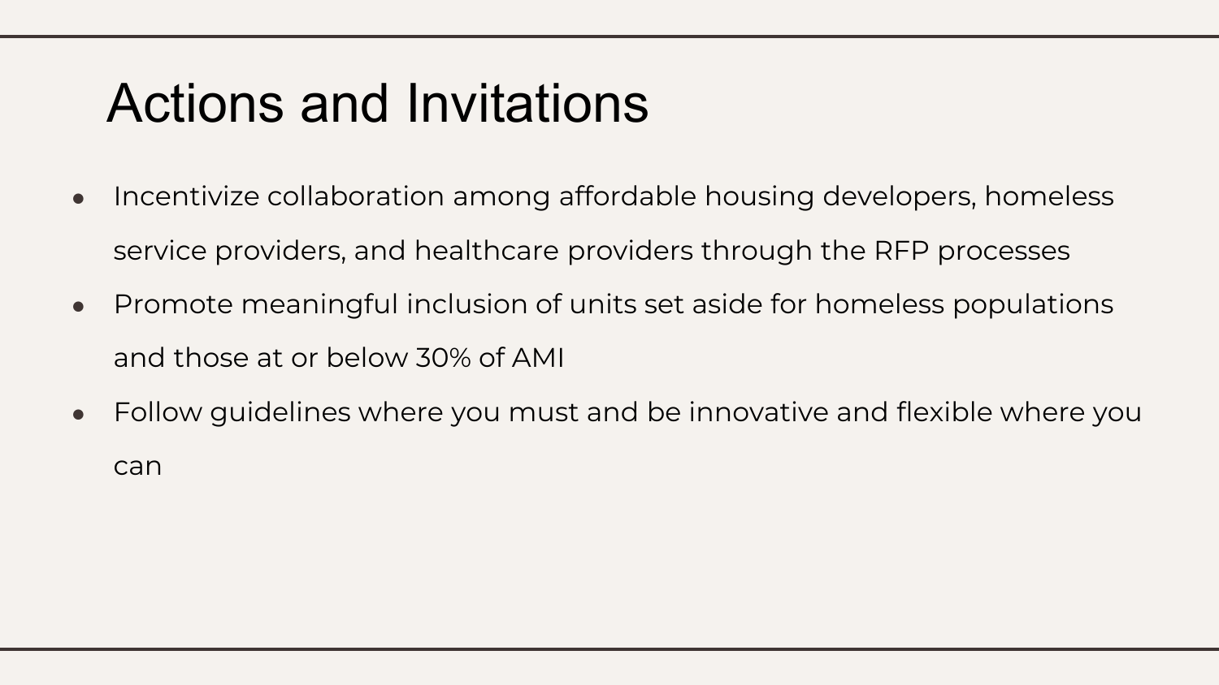# Actions and Invitations

- Incentivize collaboration among affordable housing developers, homeless service providers, and healthcare providers through the RFP processes
- Promote meaningful inclusion of units set aside for homeless populations and those at or below 30% of AMI
- Follow guidelines where you must and be innovative and flexible where you can